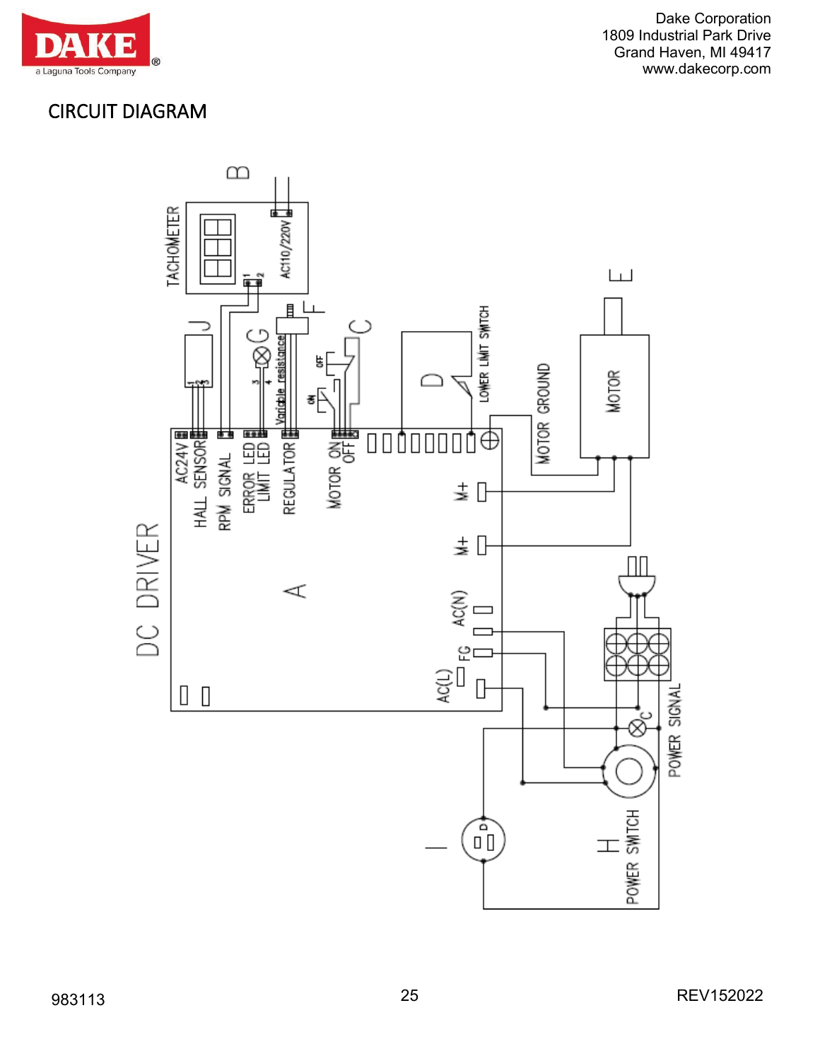Dake Corporation
1809 Industrial Park Drive
Grand Haven, MI 49417
www.dakecorp.com

# CIRCUIT DIAGRAM

DC DRIVER

A

AC24V
HALL SENSOR
RPM SIGNAL
ERROR LED
LIMIT LED
REGULATOR
MOTOR ON
OFF

M+
M+
AC(N)
FG
AC(L)

TACHOMETER
B
AC110/220V

J
G
F
Variable resistance
C
ON
OFF
D
LOWER LIMIT SWITCH
MOTOR GROUND
MOTOR
E

H
POWER SWITCH
POWER SIGNAL
I

983113 REV152022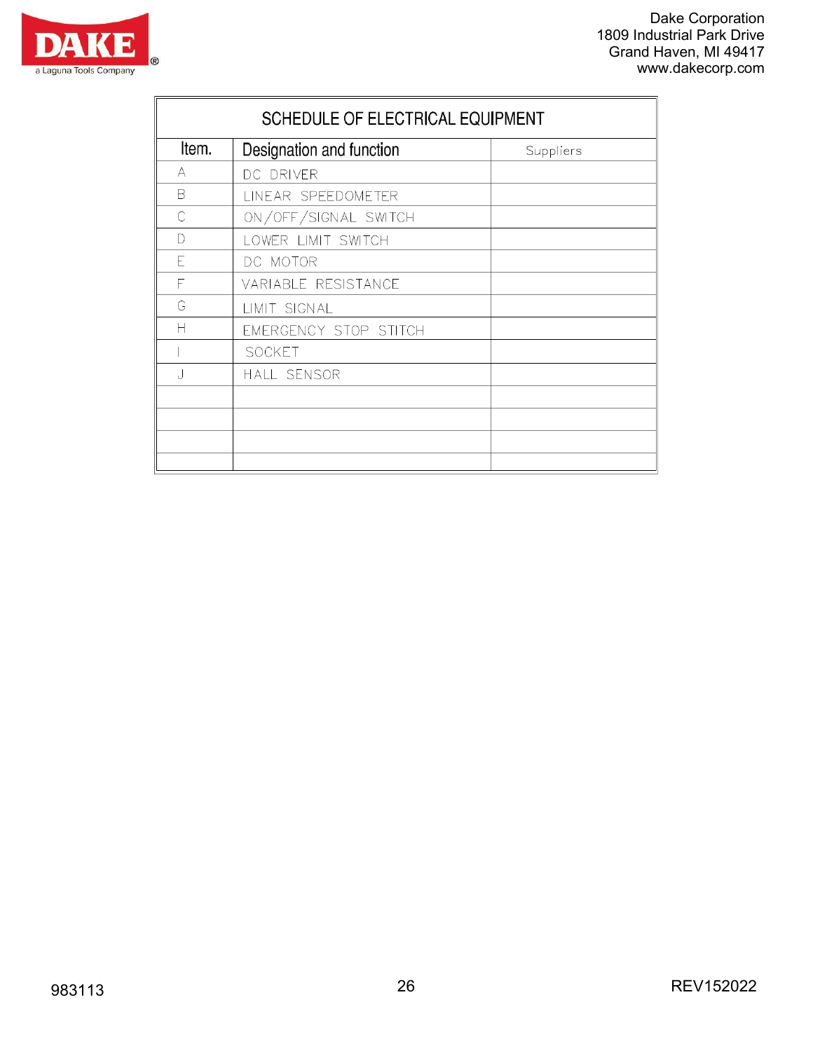Dake Corporation
1809 Industrial Park Drive
Grand Haven, MI 49417
www.dakecorp.com

## SCHEDULE OF ELECTRICAL EQUIPMENT

| Item. | Designation and function | Suppliers |
|---|---|---|
| A | DC DRIVER | |
| B | LINEAR SPEEDOMETER | |
| C | ON/OFF/SIGNAL SWITCH | |
| D | LOWER LIMIT SWITCH | |
| E | DC MOTOR | |
| F | VARIABLE RESISTANCE | |
| G | LIMIT SIGNAL | |
| H | EMERGENCY STOP STITCH | |
| I | SOCKET | |
| J | HALL SENSOR | |
| | | |
| | | |
| | | |
| | | |

983113 REV152022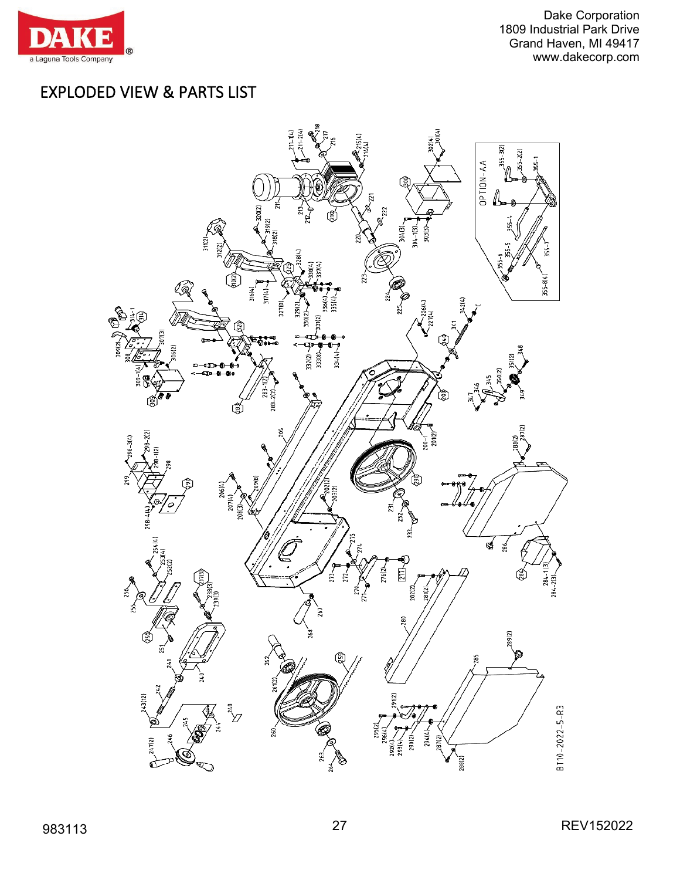# EXPLODED VIEW & PARTS LIST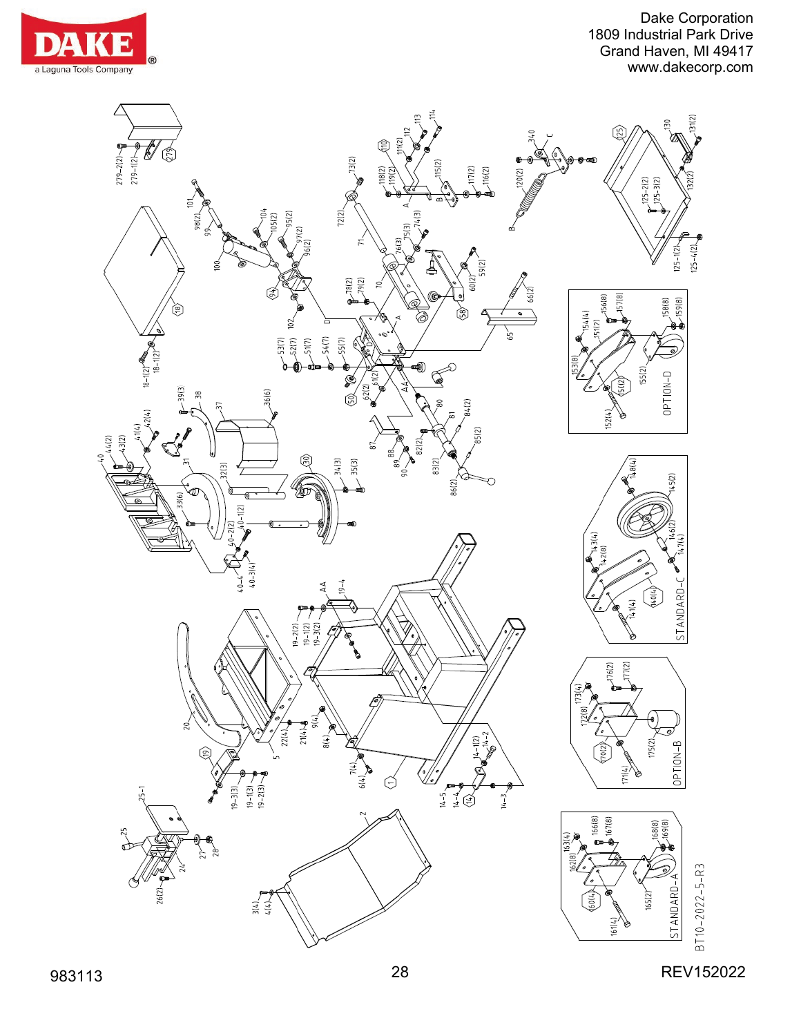Dake Corporation
1809 Industrial Park Drive
Grand Haven, MI 49417
www.dakecorp.com

OPTION-D

STANDARD-C

OPTION-B

STANDARD-A

BT10-2022-5-R3

983113

REV152022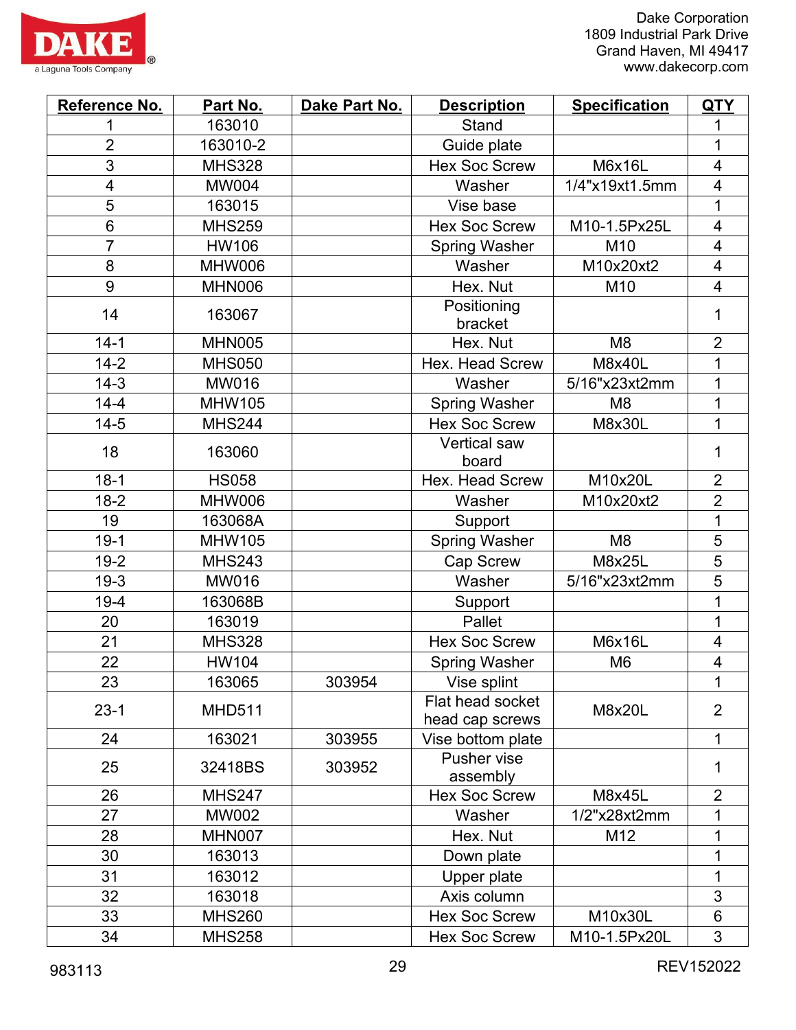Dake Corporation
1809 Industrial Park Drive
Grand Haven, MI 49417
www.dakecorp.com

| Reference No. | Part No. | Dake Part No. | Description | Specification | QTY |
|---|---|---|---|---|---|
| 1 | 163010 | | Stand | | 1 |
| 2 | 163010-2 | | Guide plate | | 1 |
| 3 | MHS328 | | Hex Soc Screw | M6x16L | 4 |
| 4 | MW004 | | Washer | 1/4"x19xt1.5mm | 4 |
| 5 | 163015 | | Vise base | | 1 |
| 6 | MHS259 | | Hex Soc Screw | M10-1.5Px25L | 4 |
| 7 | HW106 | | Spring Washer | M10 | 4 |
| 8 | MHW006 | | Washer | M10x20xt2 | 4 |
| 9 | MHN006 | | Hex. Nut | M10 | 4 |
| 14 | 163067 | | Positioning bracket | | 1 |
| 14-1 | MHN005 | | Hex. Nut | M8 | 2 |
| 14-2 | MHS050 | | Hex. Head Screw | M8x40L | 1 |
| 14-3 | MW016 | | Washer | 5/16"x23xt2mm | 1 |
| 14-4 | MHW105 | | Spring Washer | M8 | 1 |
| 14-5 | MHS244 | | Hex Soc Screw | M8x30L | 1 |
| 18 | 163060 | | Vertical saw board | | 1 |
| 18-1 | HS058 | | Hex. Head Screw | M10x20L | 2 |
| 18-2 | MHW006 | | Washer | M10x20xt2 | 2 |
| 19 | 163068A | | Support | | 1 |
| 19-1 | MHW105 | | Spring Washer | M8 | 5 |
| 19-2 | MHS243 | | Cap Screw | M8x25L | 5 |
| 19-3 | MW016 | | Washer | 5/16"x23xt2mm | 5 |
| 19-4 | 163068B | | Support | | 1 |
| 20 | 163019 | | Pallet | | 1 |
| 21 | MHS328 | | Hex Soc Screw | M6x16L | 4 |
| 22 | HW104 | | Spring Washer | M6 | 4 |
| 23 | 163065 | 303954 | Vise splint | | 1 |
| 23-1 | MHD511 | | Flat head socket head cap screws | M8x20L | 2 |
| 24 | 163021 | 303955 | Vise bottom plate | | 1 |
| 25 | 32418BS | 303952 | Pusher vise assembly | | 1 |
| 26 | MHS247 | | Hex Soc Screw | M8x45L | 2 |
| 27 | MW002 | | Washer | 1/2"x28xt2mm | 1 |
| 28 | MHN007 | | Hex. Nut | M12 | 1 |
| 30 | 163013 | | Down plate | | 1 |
| 31 | 163012 | | Upper plate | | 1 |
| 32 | 163018 | | Axis column | | 3 |
| 33 | MHS260 | | Hex Soc Screw | M10x30L | 6 |
| 34 | MHS258 | | Hex Soc Screw | M10-1.5Px20L | 3 |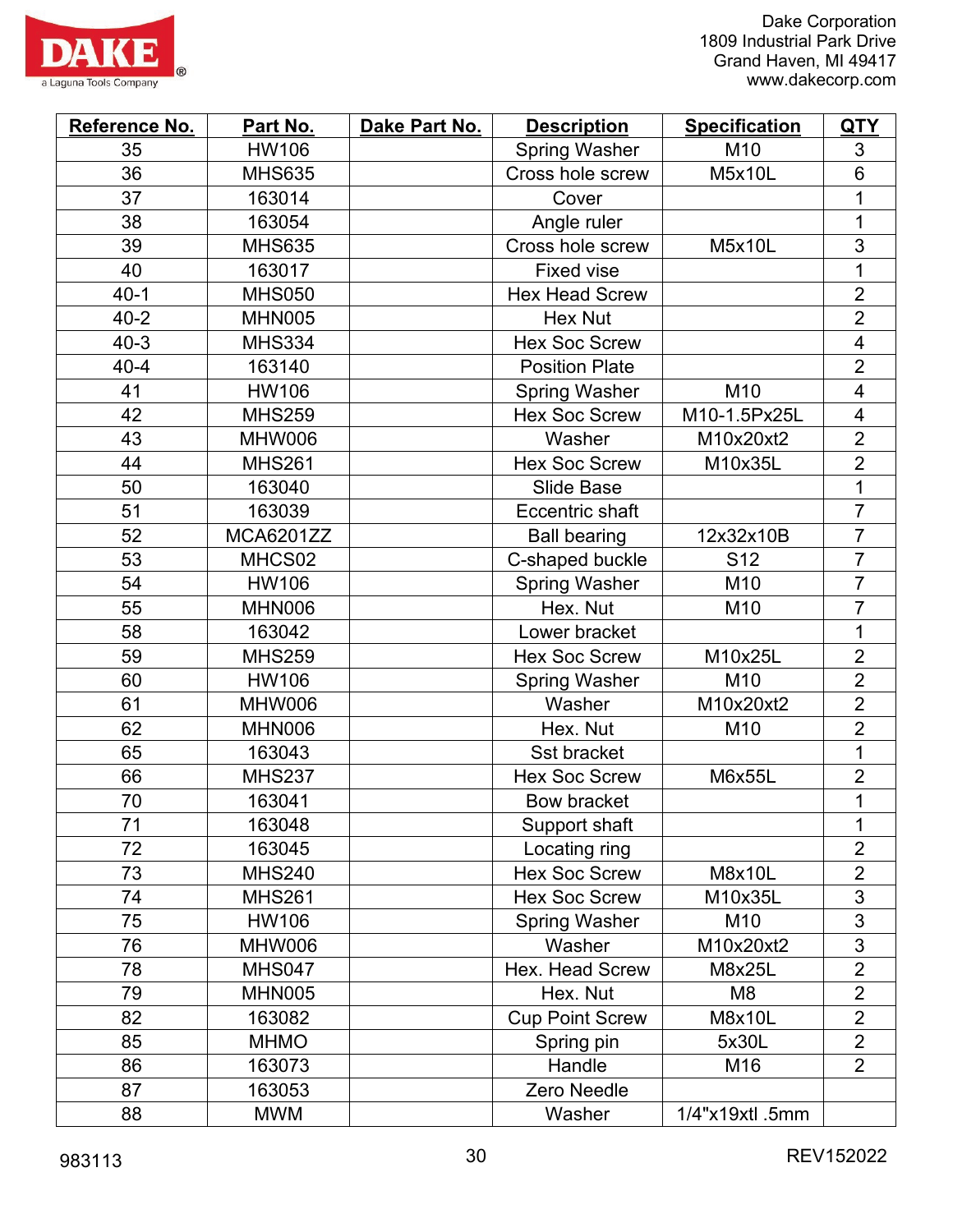Dake Corporation
1809 Industrial Park Drive
Grand Haven, MI 49417
www.dakecorp.com

| Reference No. | Part No. | Dake Part No. | Description | Specification | QTY |
|---|---|---|---|---|---|
| 35 | HW106 | | Spring Washer | M10 | 3 |
| 36 | MHS635 | | Cross hole screw | M5x10L | 6 |
| 37 | 163014 | | Cover | | 1 |
| 38 | 163054 | | Angle ruler | | 1 |
| 39 | MHS635 | | Cross hole screw | M5x10L | 3 |
| 40 | 163017 | | Fixed vise | | 1 |
| 40-1 | MHS050 | | Hex Head Screw | | 2 |
| 40-2 | MHN005 | | Hex Nut | | 2 |
| 40-3 | MHS334 | | Hex Soc Screw | | 4 |
| 40-4 | 163140 | | Position Plate | | 2 |
| 41 | HW106 | | Spring Washer | M10 | 4 |
| 42 | MHS259 | | Hex Soc Screw | M10-1.5Px25L | 4 |
| 43 | MHW006 | | Washer | M10x20xt2 | 2 |
| 44 | MHS261 | | Hex Soc Screw | M10x35L | 2 |
| 50 | 163040 | | Slide Base | | 1 |
| 51 | 163039 | | Eccentric shaft | | 7 |
| 52 | MCA6201ZZ | | Ball bearing | 12x32x10B | 7 |
| 53 | MHCS02 | | C-shaped buckle | S12 | 7 |
| 54 | HW106 | | Spring Washer | M10 | 7 |
| 55 | MHN006 | | Hex. Nut | M10 | 7 |
| 58 | 163042 | | Lower bracket | | 1 |
| 59 | MHS259 | | Hex Soc Screw | M10x25L | 2 |
| 60 | HW106 | | Spring Washer | M10 | 2 |
| 61 | MHW006 | | Washer | M10x20xt2 | 2 |
| 62 | MHN006 | | Hex. Nut | M10 | 2 |
| 65 | 163043 | | Sst bracket | | 1 |
| 66 | MHS237 | | Hex Soc Screw | M6x55L | 2 |
| 70 | 163041 | | Bow bracket | | 1 |
| 71 | 163048 | | Support shaft | | 1 |
| 72 | 163045 | | Locating ring | | 2 |
| 73 | MHS240 | | Hex Soc Screw | M8x10L | 2 |
| 74 | MHS261 | | Hex Soc Screw | M10x35L | 3 |
| 75 | HW106 | | Spring Washer | M10 | 3 |
| 76 | MHW006 | | Washer | M10x20xt2 | 3 |
| 78 | MHS047 | | Hex. Head Screw | M8x25L | 2 |
| 79 | MHN005 | | Hex. Nut | M8 | 2 |
| 82 | 163082 | | Cup Point Screw | M8x10L | 2 |
| 85 | MHMO | | Spring pin | 5x30L | 2 |
| 86 | 163073 | | Handle | M16 | 2 |
| 87 | 163053 | | Zero Needle | | |
| 88 | MWM | | Washer | 1/4"x19xtl .5mm | |

983113 REV152022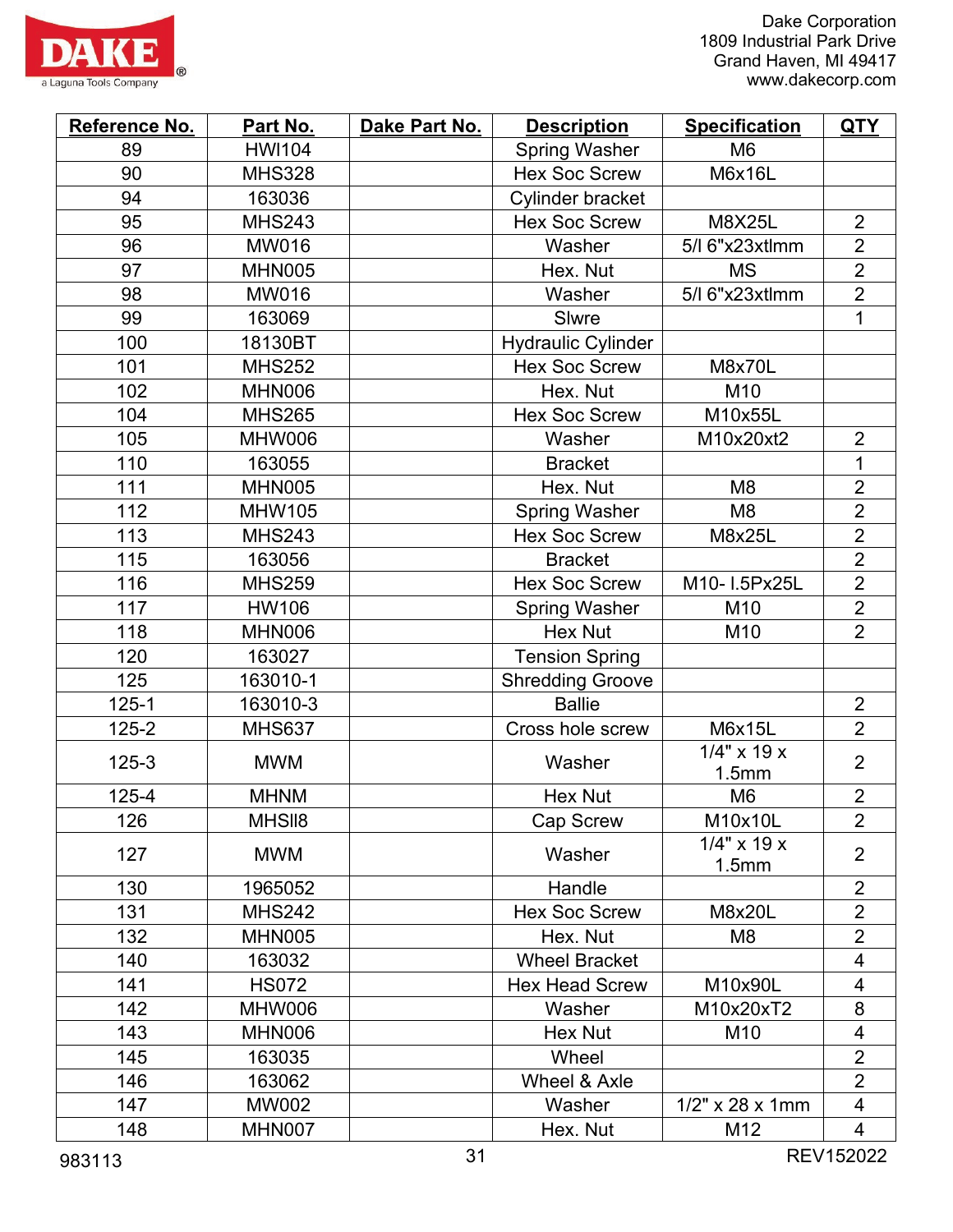| Reference No. | Part No. | Dake Part No. | Description | Specification | QTY |
|---|---|---|---|---|---|
| 89 | HWI104 | | Spring Washer | M6 | |
| 90 | MHS328 | | Hex Soc Screw | M6x16L | |
| 94 | 163036 | | Cylinder bracket | | |
| 95 | MHS243 | | Hex Soc Screw | M8X25L | 2 |
| 96 | MW016 | | Washer | 5/l 6"x23xtlmm | 2 |
| 97 | MHN005 | | Hex. Nut | MS | 2 |
| 98 | MW016 | | Washer | 5/l 6"x23xtlmm | 2 |
| 99 | 163069 | | Slwre | | 1 |
| 100 | 18130BT | | Hydraulic Cylinder | | |
| 101 | MHS252 | | Hex Soc Screw | M8x70L | |
| 102 | MHN006 | | Hex. Nut | M10 | |
| 104 | MHS265 | | Hex Soc Screw | M10x55L | |
| 105 | MHW006 | | Washer | M10x20xt2 | 2 |
| 110 | 163055 | | Bracket | | 1 |
| 111 | MHN005 | | Hex. Nut | M8 | 2 |
| 112 | MHW105 | | Spring Washer | M8 | 2 |
| 113 | MHS243 | | Hex Soc Screw | M8x25L | 2 |
| 115 | 163056 | | Bracket | | 2 |
| 116 | MHS259 | | Hex Soc Screw | M10- l.5Px25L | 2 |
| 117 | HW106 | | Spring Washer | M10 | 2 |
| 118 | MHN006 | | Hex Nut | M10 | 2 |
| 120 | 163027 | | Tension Spring | | |
| 125 | 163010-1 | | Shredding Groove | | |
| 125-1 | 163010-3 | | Ballie | | 2 |
| 125-2 | MHS637 | | Cross hole screw | M6x15L | 2 |
| 125-3 | MWM | | Washer | 1/4" x 19 x 1.5mm | 2 |
| 125-4 | MHNM | | Hex Nut | M6 | 2 |
| 126 | MHSll8 | | Cap Screw | M10x10L | 2 |
| 127 | MWM | | Washer | 1/4" x 19 x 1.5mm | 2 |
| 130 | 1965052 | | Handle | | 2 |
| 131 | MHS242 | | Hex Soc Screw | M8x20L | 2 |
| 132 | MHN005 | | Hex. Nut | M8 | 2 |
| 140 | 163032 | | Wheel Bracket | | 4 |
| 141 | HS072 | | Hex Head Screw | M10x90L | 4 |
| 142 | MHW006 | | Washer | M10x20xT2 | 8 |
| 143 | MHN006 | | Hex Nut | M10 | 4 |
| 145 | 163035 | | Wheel | | 2 |
| 146 | 163062 | | Wheel & Axle | | 2 |
| 147 | MW002 | | Washer | 1/2" x 28 x 1mm | 4 |
| 148 | MHN007 | | Hex. Nut | M12 | 4 |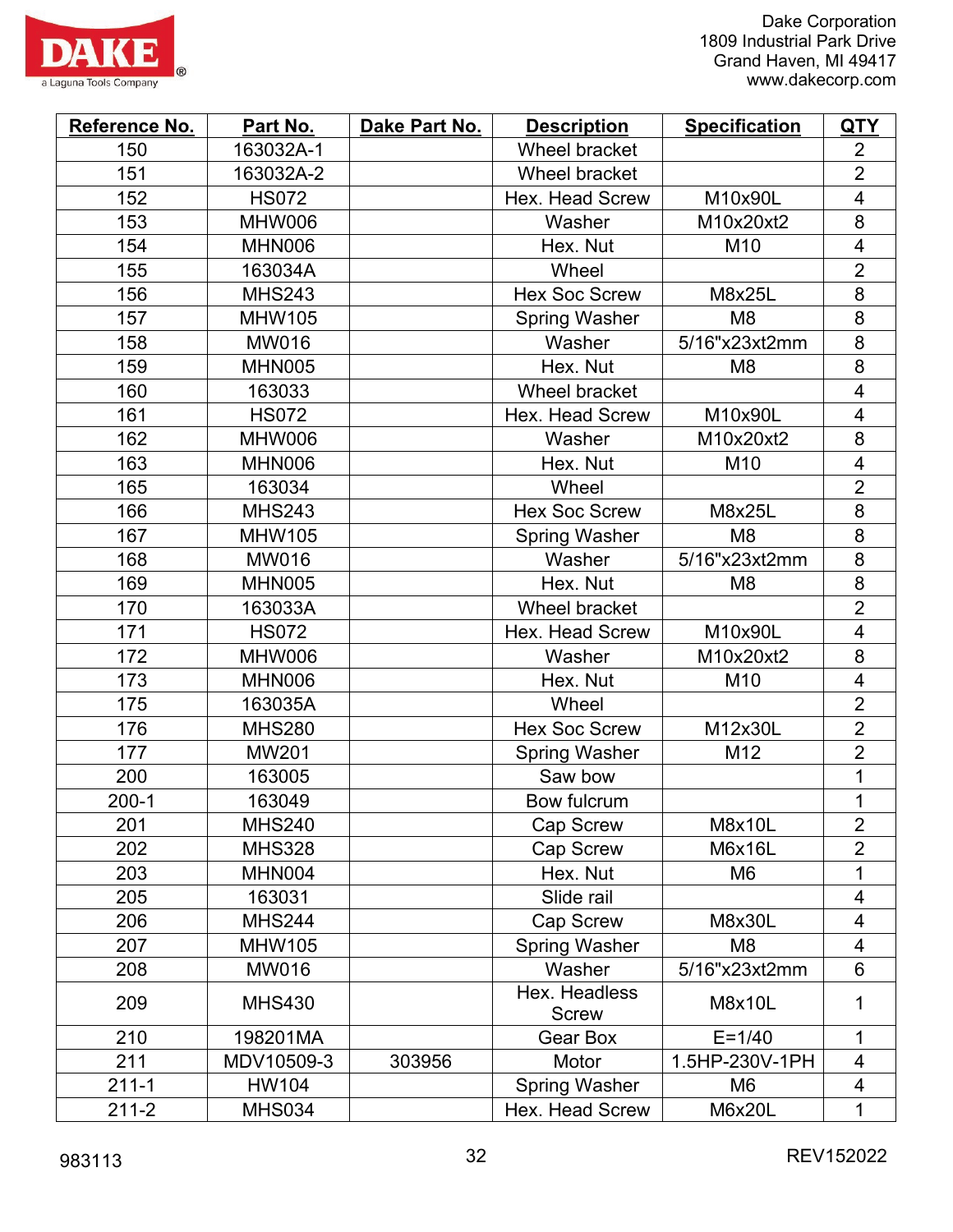DAKE
a Laguna Tools Company

Dake Corporation
1809 Industrial Park Drive
Grand Haven, MI 49417
www.dakecorp.com

| Reference No. | Part No. | Dake Part No. | Description | Specification | QTY |
|---|---|---|---|---|---|
| 150 | 163032A-1 | | Wheel bracket | | 2 |
| 151 | 163032A-2 | | Wheel bracket | | 2 |
| 152 | HS072 | | Hex. Head Screw | M10x90L | 4 |
| 153 | MHW006 | | Washer | M10x20xt2 | 8 |
| 154 | MHN006 | | Hex. Nut | M10 | 4 |
| 155 | 163034A | | Wheel | | 2 |
| 156 | MHS243 | | Hex Soc Screw | M8x25L | 8 |
| 157 | MHW105 | | Spring Washer | M8 | 8 |
| 158 | MW016 | | Washer | 5/16"x23xt2mm | 8 |
| 159 | MHN005 | | Hex. Nut | M8 | 8 |
| 160 | 163033 | | Wheel bracket | | 4 |
| 161 | HS072 | | Hex. Head Screw | M10x90L | 4 |
| 162 | MHW006 | | Washer | M10x20xt2 | 8 |
| 163 | MHN006 | | Hex. Nut | M10 | 4 |
| 165 | 163034 | | Wheel | | 2 |
| 166 | MHS243 | | Hex Soc Screw | M8x25L | 8 |
| 167 | MHW105 | | Spring Washer | M8 | 8 |
| 168 | MW016 | | Washer | 5/16"x23xt2mm | 8 |
| 169 | MHN005 | | Hex. Nut | M8 | 8 |
| 170 | 163033A | | Wheel bracket | | 2 |
| 171 | HS072 | | Hex. Head Screw | M10x90L | 4 |
| 172 | MHW006 | | Washer | M10x20xt2 | 8 |
| 173 | MHN006 | | Hex. Nut | M10 | 4 |
| 175 | 163035A | | Wheel | | 2 |
| 176 | MHS280 | | Hex Soc Screw | M12x30L | 2 |
| 177 | MW201 | | Spring Washer | M12 | 2 |
| 200 | 163005 | | Saw bow | | 1 |
| 200-1 | 163049 | | Bow fulcrum | | 1 |
| 201 | MHS240 | | Cap Screw | M8x10L | 2 |
| 202 | MHS328 | | Cap Screw | M6x16L | 2 |
| 203 | MHN004 | | Hex. Nut | M6 | 1 |
| 205 | 163031 | | Slide rail | | 4 |
| 206 | MHS244 | | Cap Screw | M8x30L | 4 |
| 207 | MHW105 | | Spring Washer | M8 | 4 |
| 208 | MW016 | | Washer | 5/16"x23xt2mm | 6 |
| 209 | MHS430 | | Hex. Headless Screw | M8x10L | 1 |
| 210 | 198201MA | | Gear Box | E=1/40 | 1 |
| 211 | MDV10509-3 | 303956 | Motor | 1.5HP-230V-1PH | 4 |
| 211-1 | HW104 | | Spring Washer | M6 | 4 |
| 211-2 | MHS034 | | Hex. Head Screw | M6x20L | 1 |

983113 REV152022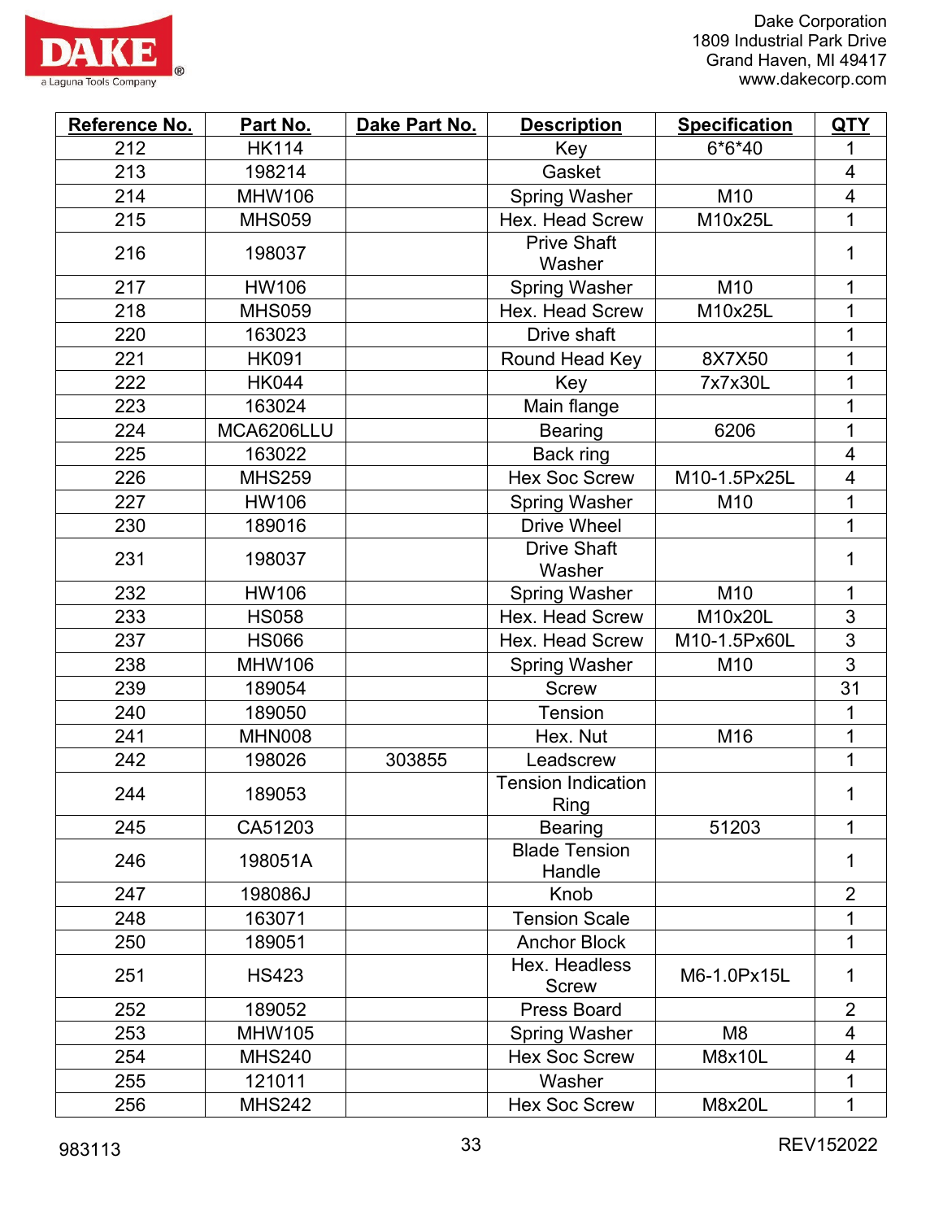| Reference No. | Part No. | Dake Part No. | Description | Specification | QTY |
|---|---|---|---|---|---|
| 212 | HK114 | | Key | 6*6*40 | 1 |
| 213 | 198214 | | Gasket | | 4 |
| 214 | MHW106 | | Spring Washer | M10 | 4 |
| 215 | MHS059 | | Hex. Head Screw | M10x25L | 1 |
| 216 | 198037 | | Prive Shaft Washer | | 1 |
| 217 | HW106 | | Spring Washer | M10 | 1 |
| 218 | MHS059 | | Hex. Head Screw | M10x25L | 1 |
| 220 | 163023 | | Drive shaft | | 1 |
| 221 | HK091 | | Round Head Key | 8X7X50 | 1 |
| 222 | HK044 | | Key | 7x7x30L | 1 |
| 223 | 163024 | | Main flange | | 1 |
| 224 | MCA6206LLU | | Bearing | 6206 | 1 |
| 225 | 163022 | | Back ring | | 4 |
| 226 | MHS259 | | Hex Soc Screw | M10-1.5Px25L | 4 |
| 227 | HW106 | | Spring Washer | M10 | 1 |
| 230 | 189016 | | Drive Wheel | | 1 |
| 231 | 198037 | | Drive Shaft Washer | | 1 |
| 232 | HW106 | | Spring Washer | M10 | 1 |
| 233 | HS058 | | Hex. Head Screw | M10x20L | 3 |
| 237 | HS066 | | Hex. Head Screw | M10-1.5Px60L | 3 |
| 238 | MHW106 | | Spring Washer | M10 | 3 |
| 239 | 189054 | | Screw | | 31 |
| 240 | 189050 | | Tension | | 1 |
| 241 | MHN008 | | Hex. Nut | M16 | 1 |
| 242 | 198026 | 303855 | Leadscrew | | 1 |
| 244 | 189053 | | Tension Indication Ring | | 1 |
| 245 | CA51203 | | Bearing | 51203 | 1 |
| 246 | 198051A | | Blade Tension Handle | | 1 |
| 247 | 198086J | | Knob | | 2 |
| 248 | 163071 | | Tension Scale | | 1 |
| 250 | 189051 | | Anchor Block | | 1 |
| 251 | HS423 | | Hex. Headless Screw | M6-1.0Px15L | 1 |
| 252 | 189052 | | Press Board | | 2 |
| 253 | MHW105 | | Spring Washer | M8 | 4 |
| 254 | MHS240 | | Hex Soc Screw | M8x10L | 4 |
| 255 | 121011 | | Washer | | 1 |
| 256 | MHS242 | | Hex Soc Screw | M8x20L | 1 |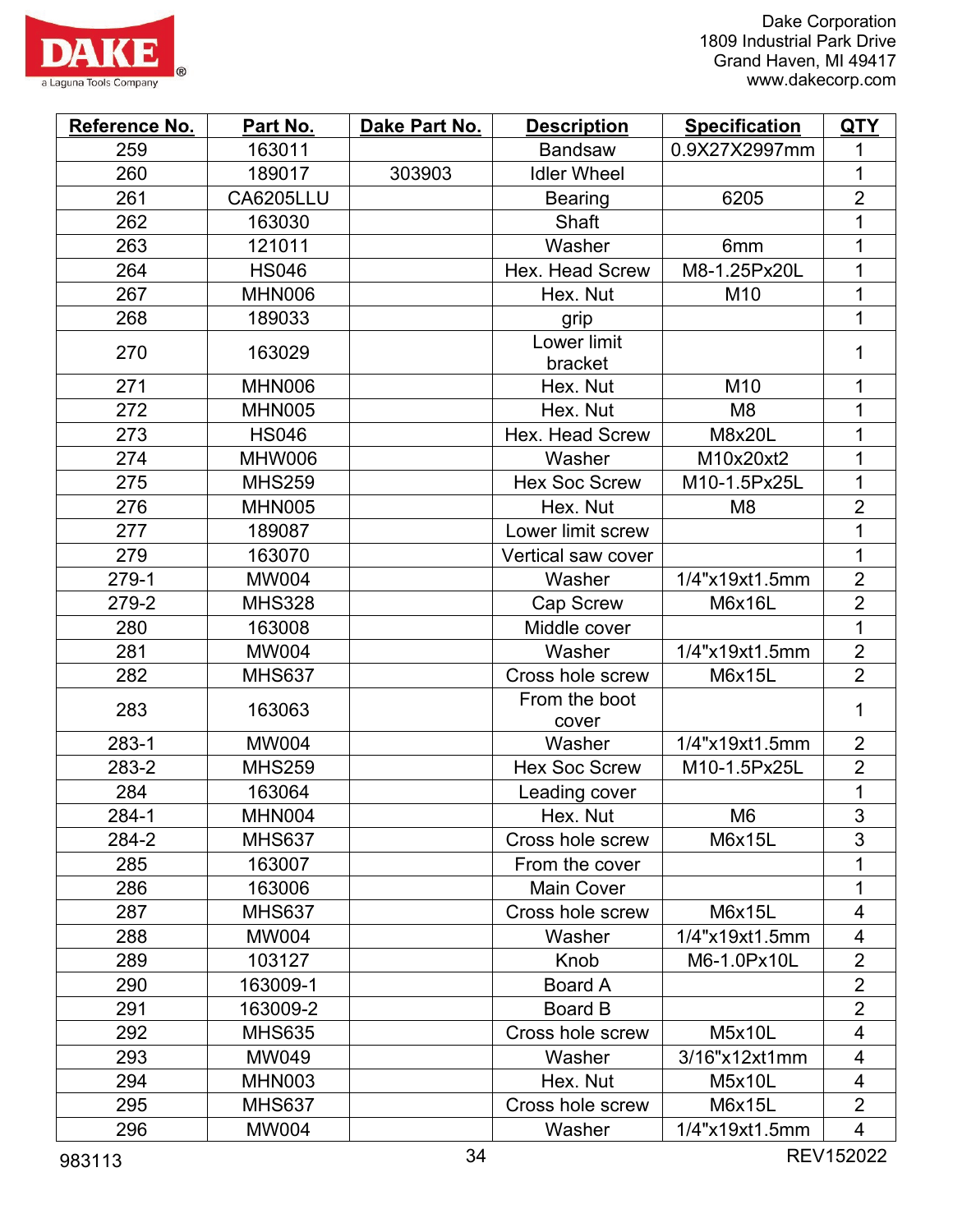| Reference No. | Part No. | Dake Part No. | Description | Specification | QTY |
|---|---|---|---|---|---|
| 259 | 163011 | | Bandsaw | 0.9X27X2997mm | 1 |
| 260 | 189017 | 303903 | Idler Wheel | | 1 |
| 261 | CA6205LLU | | Bearing | 6205 | 2 |
| 262 | 163030 | | Shaft | | 1 |
| 263 | 121011 | | Washer | 6mm | 1 |
| 264 | HS046 | | Hex. Head Screw | M8-1.25Px20L | 1 |
| 267 | MHN006 | | Hex. Nut | M10 | 1 |
| 268 | 189033 | | grip | | 1 |
| 270 | 163029 | | Lower limit bracket | | 1 |
| 271 | MHN006 | | Hex. Nut | M10 | 1 |
| 272 | MHN005 | | Hex. Nut | M8 | 1 |
| 273 | HS046 | | Hex. Head Screw | M8x20L | 1 |
| 274 | MHW006 | | Washer | M10x20xt2 | 1 |
| 275 | MHS259 | | Hex Soc Screw | M10-1.5Px25L | 1 |
| 276 | MHN005 | | Hex. Nut | M8 | 2 |
| 277 | 189087 | | Lower limit screw | | 1 |
| 279 | 163070 | | Vertical saw cover | | 1 |
| 279-1 | MW004 | | Washer | 1/4"x19xt1.5mm | 2 |
| 279-2 | MHS328 | | Cap Screw | M6x16L | 2 |
| 280 | 163008 | | Middle cover | | 1 |
| 281 | MW004 | | Washer | 1/4"x19xt1.5mm | 2 |
| 282 | MHS637 | | Cross hole screw | M6x15L | 2 |
| 283 | 163063 | | From the boot cover | | 1 |
| 283-1 | MW004 | | Washer | 1/4"x19xt1.5mm | 2 |
| 283-2 | MHS259 | | Hex Soc Screw | M10-1.5Px25L | 2 |
| 284 | 163064 | | Leading cover | | 1 |
| 284-1 | MHN004 | | Hex. Nut | M6 | 3 |
| 284-2 | MHS637 | | Cross hole screw | M6x15L | 3 |
| 285 | 163007 | | From the cover | | 1 |
| 286 | 163006 | | Main Cover | | 1 |
| 287 | MHS637 | | Cross hole screw | M6x15L | 4 |
| 288 | MW004 | | Washer | 1/4"x19xt1.5mm | 4 |
| 289 | 103127 | | Knob | M6-1.0Px10L | 2 |
| 290 | 163009-1 | | Board A | | 2 |
| 291 | 163009-2 | | Board B | | 2 |
| 292 | MHS635 | | Cross hole screw | M5x10L | 4 |
| 293 | MW049 | | Washer | 3/16"x12xt1mm | 4 |
| 294 | MHN003 | | Hex. Nut | M5x10L | 4 |
| 295 | MHS637 | | Cross hole screw | M6x15L | 2 |
| 296 | MW004 | | Washer | 1/4"x19xt1.5mm | 4 |

983113 REV152022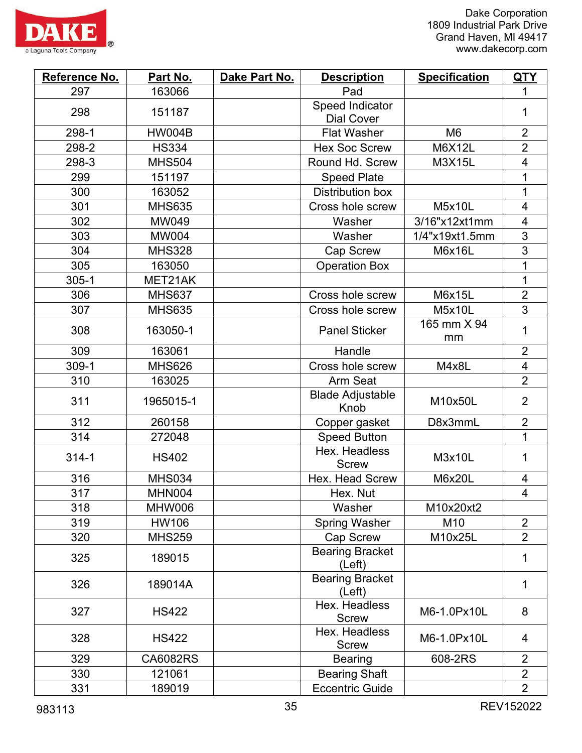| Reference No. | Part No. | Dake Part No. | Description | Specification | QTY |
|---|---|---|---|---|---|
| 297 | 163066 | | Pad | | 1 |
| 298 | 151187 | | Speed Indicator Dial Cover | | 1 |
| 298-1 | HW004B | | Flat Washer | M6 | 2 |
| 298-2 | HS334 | | Hex Soc Screw | M6X12L | 2 |
| 298-3 | MHS504 | | Round Hd. Screw | M3X15L | 4 |
| 299 | 151197 | | Speed Plate | | 1 |
| 300 | 163052 | | Distribution box | | 1 |
| 301 | MHS635 | | Cross hole screw | M5x10L | 4 |
| 302 | MW049 | | Washer | 3/16"x12xt1mm | 4 |
| 303 | MW004 | | Washer | 1/4"x19xt1.5mm | 3 |
| 304 | MHS328 | | Cap Screw | M6x16L | 3 |
| 305 | 163050 | | Operation Box | | 1 |
| 305-1 | MET21AK | | | | 1 |
| 306 | MHS637 | | Cross hole screw | M6x15L | 2 |
| 307 | MHS635 | | Cross hole screw | M5x10L | 3 |
| 308 | 163050-1 | | Panel Sticker | 165 mm X 94 mm | 1 |
| 309 | 163061 | | Handle | | 2 |
| 309-1 | MHS626 | | Cross hole screw | M4x8L | 4 |
| 310 | 163025 | | Arm Seat | | 2 |
| 311 | 1965015-1 | | Blade Adjustable Knob | M10x50L | 2 |
| 312 | 260158 | | Copper gasket | D8x3mmL | 2 |
| 314 | 272048 | | Speed Button | | 1 |
| 314-1 | HS402 | | Hex. Headless Screw | M3x10L | 1 |
| 316 | MHS034 | | Hex. Head Screw | M6x20L | 4 |
| 317 | MHN004 | | Hex. Nut | | 4 |
| 318 | MHW006 | | Washer | M10x20xt2 | |
| 319 | HW106 | | Spring Washer | M10 | 2 |
| 320 | MHS259 | | Cap Screw | M10x25L | 2 |
| 325 | 189015 | | Bearing Bracket (Left) | | 1 |
| 326 | 189014A | | Bearing Bracket (Left) | | 1 |
| 327 | HS422 | | Hex. Headless Screw | M6-1.0Px10L | 8 |
| 328 | HS422 | | Hex. Headless Screw | M6-1.0Px10L | 4 |
| 329 | CA6082RS | | Bearing | 608-2RS | 2 |
| 330 | 121061 | | Bearing Shaft | | 2 |
| 331 | 189019 | | Eccentric Guide | | 2 |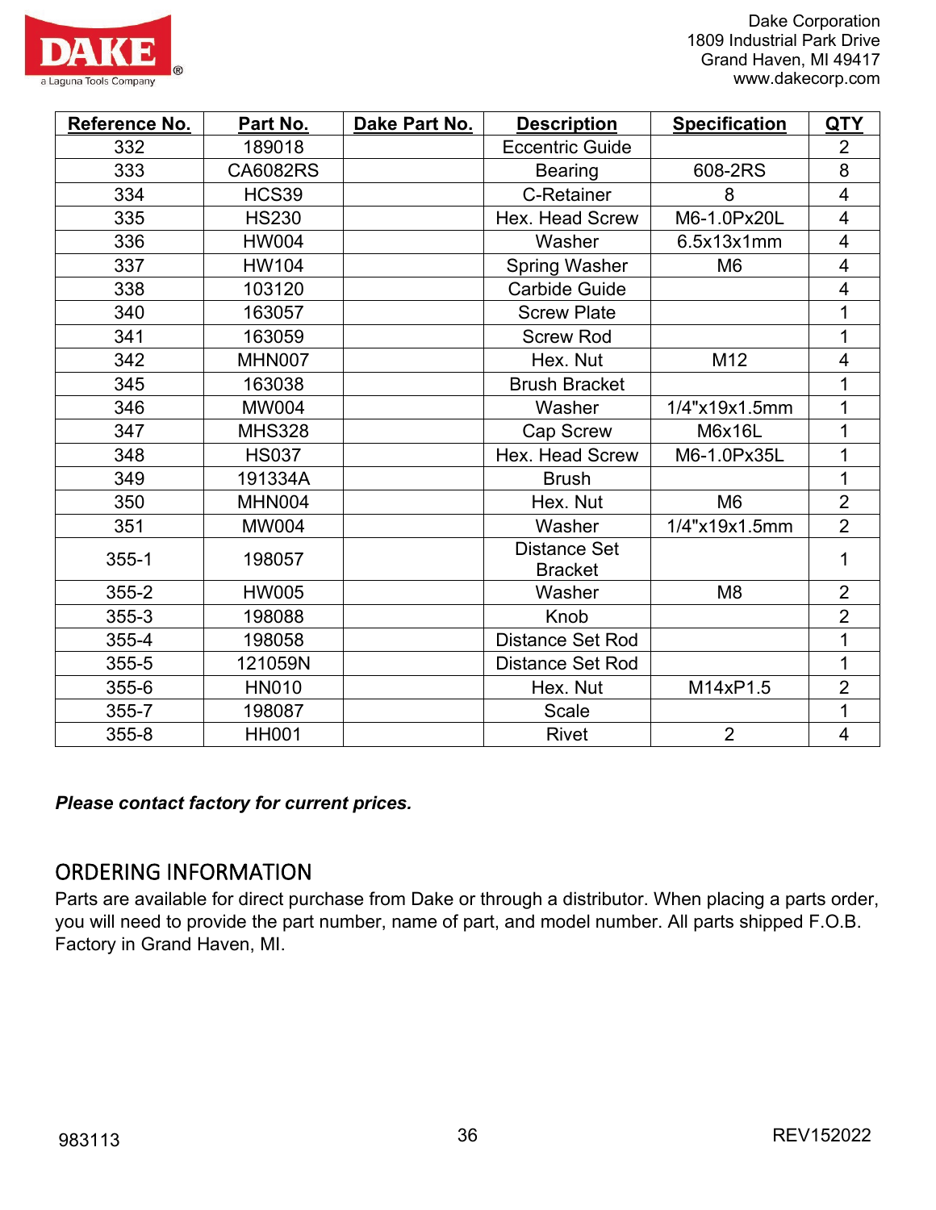Dake Corporation
1809 Industrial Park Drive
Grand Haven, MI 49417
www.dakecorp.com

| Reference No. | Part No. | Dake Part No. | Description | Specification | QTY |
|---|---|---|---|---|---|
| 332 | 189018 | | Eccentric Guide | | 2 |
| 333 | CA6082RS | | Bearing | 608-2RS | 8 |
| 334 | HCS39 | | C-Retainer | 8 | 4 |
| 335 | HS230 | | Hex. Head Screw | M6-1.0Px20L | 4 |
| 336 | HW004 | | Washer | 6.5x13x1mm | 4 |
| 337 | HW104 | | Spring Washer | M6 | 4 |
| 338 | 103120 | | Carbide Guide | | 4 |
| 340 | 163057 | | Screw Plate | | 1 |
| 341 | 163059 | | Screw Rod | | 1 |
| 342 | MHN007 | | Hex. Nut | M12 | 4 |
| 345 | 163038 | | Brush Bracket | | 1 |
| 346 | MW004 | | Washer | 1/4"x19x1.5mm | 1 |
| 347 | MHS328 | | Cap Screw | M6x16L | 1 |
| 348 | HS037 | | Hex. Head Screw | M6-1.0Px35L | 1 |
| 349 | 191334A | | Brush | | 1 |
| 350 | MHN004 | | Hex. Nut | M6 | 2 |
| 351 | MW004 | | Washer | 1/4"x19x1.5mm | 2 |
| 355-1 | 198057 | | Distance Set Bracket | | 1 |
| 355-2 | HW005 | | Washer | M8 | 2 |
| 355-3 | 198088 | | Knob | | 2 |
| 355-4 | 198058 | | Distance Set Rod | | 1 |
| 355-5 | 121059N | | Distance Set Rod | | 1 |
| 355-6 | HN010 | | Hex. Nut | M14xP1.5 | 2 |
| 355-7 | 198087 | | Scale | | 1 |
| 355-8 | HH001 | | Rivet | 2 | 4 |

***Please contact factory for current prices.***

## ORDERING INFORMATION

Parts are available for direct purchase from Dake or through a distributor. When placing a parts order, you will need to provide the part number, name of part, and model number. All parts shipped F.O.B. Factory in Grand Haven, MI.

983113 REV152022